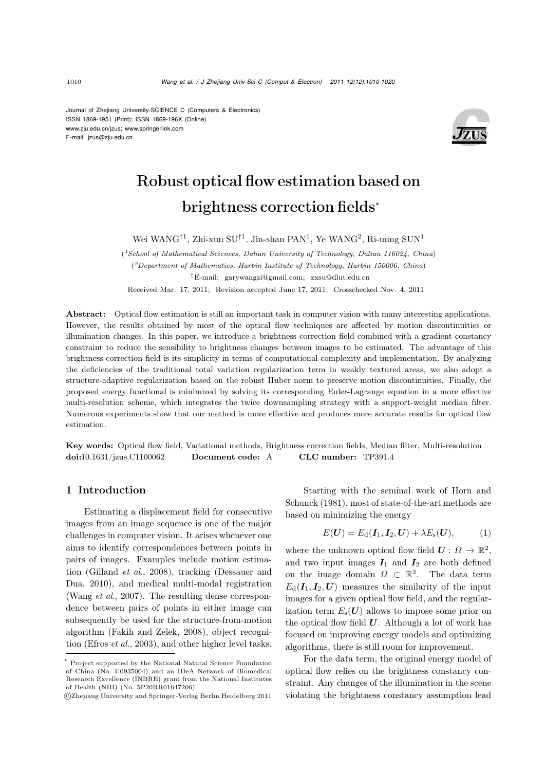Journal of Zhejiang University-SCIENCE C (Computers & Electronics)
ISSN 1869-1951 (Print); ISSN 1869-196X (Online)
www.zju.edu.cn/jzus; www.springerlink.com
E-mail: jzus@zju.edu.cn

# Robust optical flow estimation based on brightness correction fields*

Wei WANG[†1], Zhi-xun SU[†1], Jin-shan PAN[1], Ye WANG[2], Ri-ming SUN[1]

([1]*School of Mathematical Sciences, Dalian University of Technology, Dalian 116024, China*)

([2]*Department of Mathematics, Harbin Institute of Technology, Harbin 150006, China*)

[†]E-mail: garywangzi@gmail.com; zxsu@dlut.edu.cn

Received Mar. 17, 2011; Revision accepted June 17, 2011; Crosschecked Nov. 4, 2011

**Abstract:** Optical flow estimation is still an important task in computer vision with many interesting applications. However, the results obtained by most of the optical flow techniques are affected by motion discontinuities or illumination changes. In this paper, we introduce a brightness correction field combined with a gradient constancy constraint to reduce the sensibility to brightness changes between images to be estimated. The advantage of this brightness correction field is its simplicity in terms of computational complexity and implementation. By analyzing the deficiencies of the traditional total variation regularization term in weakly textured areas, we also adopt a structure-adaptive regularization based on the robust Huber norm to preserve motion discontinuities. Finally, the proposed energy functional is minimized by solving its corresponding Euler-Lagrange equation in a more effective multi-resolution scheme, which integrates the twice downsampling strategy with a support-weight median filter. Numerous experiments show that our method is more effective and produces more accurate results for optical flow estimation.

**Key words:** Optical flow field, Variational methods, Brightness correction fields, Median filter, Multi-resolution
**doi:**10.1631/jzus.C1100062 **Document code:** A **CLC number:** TP391.4

## 1 Introduction

Estimating a displacement field for consecutive images from an image sequence is one of the major challenges in computer vision. It arises whenever one aims to identify correspondences between points in pairs of images. Examples include motion estimation (Gilland *et al.*, 2008), tracking (Dessauer and Dua, 2010), and medical multi-modal registration (Wang *et al.*, 2007). The resulting dense correspondence between pairs of points in either image can subsequently be used for the structure-from-motion algorithm (Fakih and Zelek, 2008), object recognition (Efros *et al.*, 2003), and other higher level tasks.

Starting with the seminal work of Horn and Schunck (1981), most of state-of-the-art methods are based on minimizing the energy

$$E(\boldsymbol{U}) = E_{\mathrm{d}}(\boldsymbol{I}_1, \boldsymbol{I}_2, \boldsymbol{U}) + \lambda E_{\mathrm{s}}(\boldsymbol{U}), \tag{1}$$

where the unknown optical flow field $\boldsymbol{U} : \Omega \rightarrow \mathbb{R}^2$, and two input images $\boldsymbol{I}_1$ and $\boldsymbol{I}_2$ are both defined on the image domain $\Omega \subset \mathbb{R}^2$. The data term $E_{\mathrm{d}}(\boldsymbol{I}_1, \boldsymbol{I}_2, \boldsymbol{U})$ measures the similarity of the input images for a given optical flow field, and the regularization term $E_{\mathrm{s}}(\boldsymbol{U})$ allows to impose some prior on the optical flow field $\boldsymbol{U}$. Although a lot of work has focused on improving energy models and optimizing algorithms, there is still room for improvement.

For the data term, the original energy model of optical flow relies on the brightness constancy constraint. Any changes of the illumination in the scene violating the brightness constancy assumption lead

---

\* Project supported by the National Natural Science Foundation of China (No. U0935004) and an IDeA Network of Biomedical Research Excellence (INBRE) grant from the National Institutes of Health (NIH) (No. 5P20RR01647206)

©Zhejiang University and Springer-Verlag Berlin Heidelberg 2011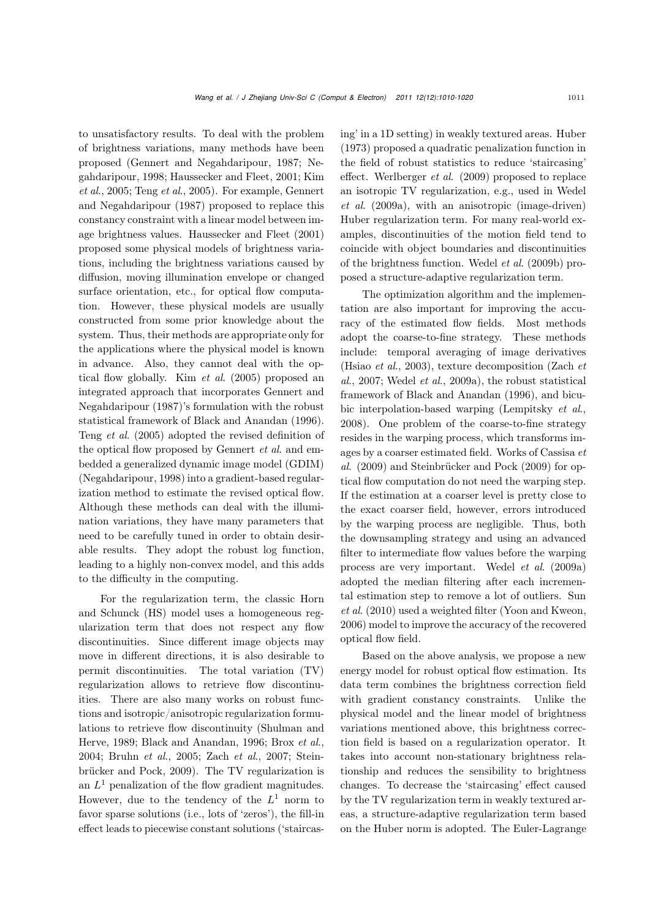to unsatisfactory results. To deal with the problem of brightness variations, many methods have been proposed (Gennert and Negahdaripour, 1987; Negahdaripour, 1998; Haussecker and Fleet, 2001; Kim *et al.*, 2005; Teng *et al.*, 2005). For example, Gennert and Negahdaripour (1987) proposed to replace this constancy constraint with a linear model between image brightness values. Haussecker and Fleet (2001) proposed some physical models of brightness variations, including the brightness variations caused by diffusion, moving illumination envelope or changed surface orientation, etc., for optical flow computation. However, these physical models are usually constructed from some prior knowledge about the system. Thus, their methods are appropriate only for the applications where the physical model is known in advance. Also, they cannot deal with the optical flow globally. Kim *et al.* (2005) proposed an integrated approach that incorporates Gennert and Negahdaripour (1987)'s formulation with the robust statistical framework of Black and Anandan (1996). Teng *et al.* (2005) adopted the revised definition of the optical flow proposed by Gennert *et al.* and embedded a generalized dynamic image model (GDIM) (Negahdaripour, 1998) into a gradient-based regularization method to estimate the revised optical flow. Although these methods can deal with the illumination variations, they have many parameters that need to be carefully tuned in order to obtain desirable results. They adopt the robust log function, leading to a highly non-convex model, and this adds to the difficulty in the computing.

For the regularization term, the classic Horn and Schunck (HS) model uses a homogeneous regularization term that does not respect any flow discontinuities. Since different image objects may move in different directions, it is also desirable to permit discontinuities. The total variation (TV) regularization allows to retrieve flow discontinuities. There are also many works on robust functions and isotropic/anisotropic regularization formulations to retrieve flow discontinuity (Shulman and Herve, 1989; Black and Anandan, 1996; Brox *et al.*, 2004; Bruhn *et al.*, 2005; Zach *et al.*, 2007; Steinbrücker and Pock, 2009). The TV regularization is an $L^1$ penalization of the flow gradient magnitudes. However, due to the tendency of the $L^1$ norm to favor sparse solutions (i.e., lots of 'zeros'), the fill-in effect leads to piecewise constant solutions ('staircasing' in a 1D setting) in weakly textured areas. Huber (1973) proposed a quadratic penalization function in the field of robust statistics to reduce 'staircasing' effect. Werlberger *et al.* (2009) proposed to replace an isotropic TV regularization, e.g., used in Wedel *et al.* (2009a), with an anisotropic (image-driven) Huber regularization term. For many real-world examples, discontinuities of the motion field tend to coincide with object boundaries and discontinuities of the brightness function. Wedel *et al.* (2009b) proposed a structure-adaptive regularization term.

The optimization algorithm and the implementation are also important for improving the accuracy of the estimated flow fields. Most methods adopt the coarse-to-fine strategy. These methods include: temporal averaging of image derivatives (Hsiao *et al.*, 2003), texture decomposition (Zach *et al.*, 2007; Wedel *et al.*, 2009a), the robust statistical framework of Black and Anandan (1996), and bicubic interpolation-based warping (Lempitsky *et al.*, 2008). One problem of the coarse-to-fine strategy resides in the warping process, which transforms images by a coarser estimated field. Works of Cassisa *et al.* (2009) and Steinbrücker and Pock (2009) for optical flow computation do not need the warping step. If the estimation at a coarser level is pretty close to the exact coarser field, however, errors introduced by the warping process are negligible. Thus, both the downsampling strategy and using an advanced filter to intermediate flow values before the warping process are very important. Wedel *et al.* (2009a) adopted the median filtering after each incremental estimation step to remove a lot of outliers. Sun *et al.* (2010) used a weighted filter (Yoon and Kweon, 2006) model to improve the accuracy of the recovered optical flow field.

Based on the above analysis, we propose a new energy model for robust optical flow estimation. Its data term combines the brightness correction field with gradient constancy constraints. Unlike the physical model and the linear model of brightness variations mentioned above, this brightness correction field is based on a regularization operator. It takes into account non-stationary brightness relationship and reduces the sensibility to brightness changes. To decrease the 'staircasing' effect caused by the TV regularization term in weakly textured areas, a structure-adaptive regularization term based on the Huber norm is adopted. The Euler-Lagrange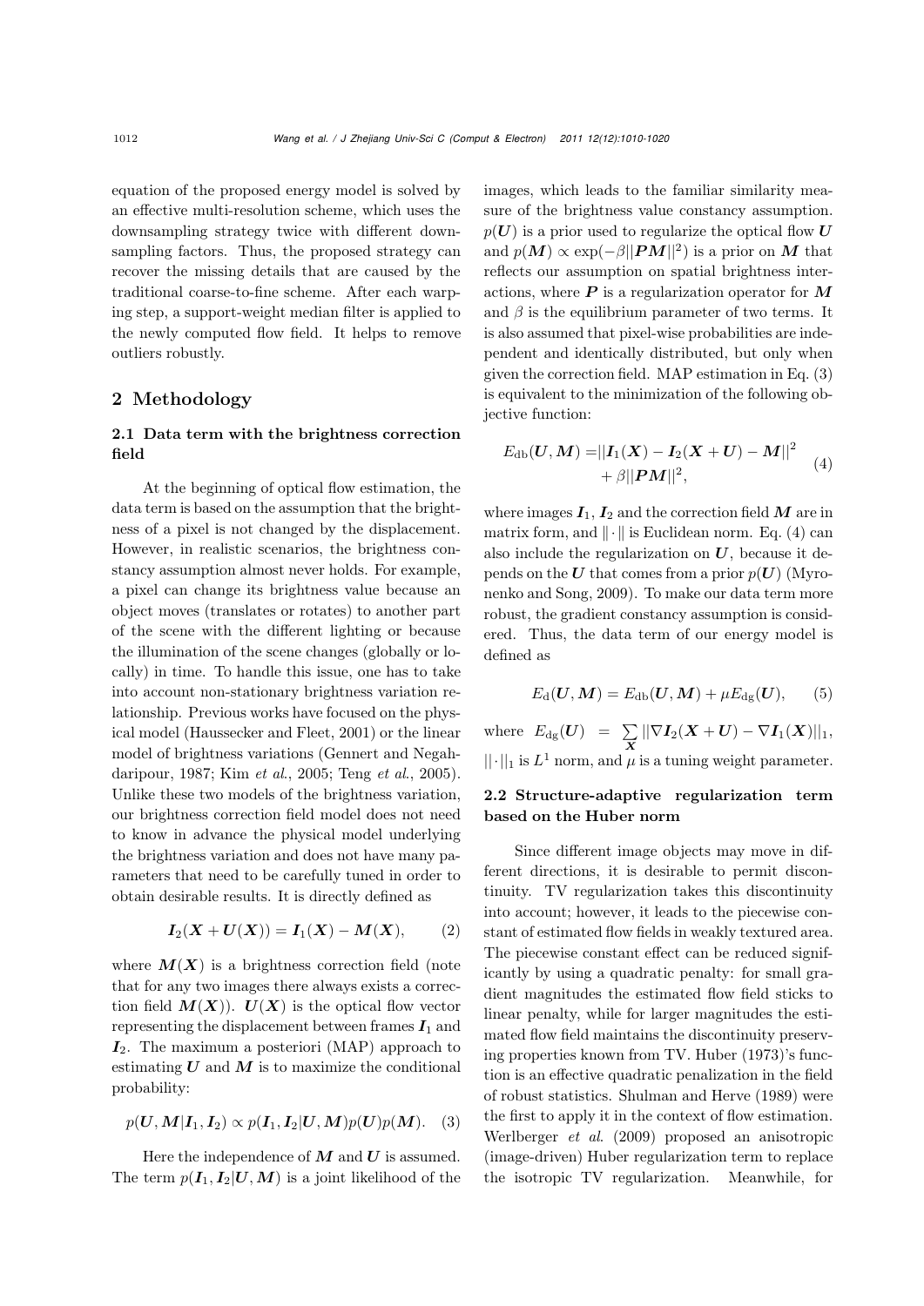equation of the proposed energy model is solved by an effective multi-resolution scheme, which uses the downsampling strategy twice with different downsampling factors. Thus, the proposed strategy can recover the missing details that are caused by the traditional coarse-to-fine scheme. After each warping step, a support-weight median filter is applied to the newly computed flow field. It helps to remove outliers robustly.

## 2 Methodology

### 2.1 Data term with the brightness correction field

At the beginning of optical flow estimation, the data term is based on the assumption that the brightness of a pixel is not changed by the displacement. However, in realistic scenarios, the brightness constancy assumption almost never holds. For example, a pixel can change its brightness value because an object moves (translates or rotates) to another part of the scene with the different lighting or because the illumination of the scene changes (globally or locally) in time. To handle this issue, one has to take into account non-stationary brightness variation relationship. Previous works have focused on the physical model (Haussecker and Fleet, 2001) or the linear model of brightness variations (Gennert and Negahdaripour, 1987; Kim *et al.*, 2005; Teng *et al.*, 2005). Unlike these two models of the brightness variation, our brightness correction field model does not need to know in advance the physical model underlying the brightness variation and does not have many parameters that need to be carefully tuned in order to obtain desirable results. It is directly defined as

$$\boldsymbol{I}_2(\boldsymbol{X}+\boldsymbol{U}(\boldsymbol{X}))=\boldsymbol{I}_1(\boldsymbol{X})-\boldsymbol{M}(\boldsymbol{X}), \tag{2}$$

where $\boldsymbol{M}(\boldsymbol{X})$ is a brightness correction field (note that for any two images there always exists a correction field $\boldsymbol{M}(\boldsymbol{X})$). $\boldsymbol{U}(\boldsymbol{X})$ is the optical flow vector representing the displacement between frames $\boldsymbol{I}_1$ and $\boldsymbol{I}_2$. The maximum a posteriori (MAP) approach to estimating $\boldsymbol{U}$ and $\boldsymbol{M}$ is to maximize the conditional probability:

$$p(\boldsymbol{U},\boldsymbol{M}|\boldsymbol{I}_1,\boldsymbol{I}_2)\propto p(\boldsymbol{I}_1,\boldsymbol{I}_2|\boldsymbol{U},\boldsymbol{M})p(\boldsymbol{U})p(\boldsymbol{M}). \tag{3}$$

Here the independence of $\boldsymbol{M}$ and $\boldsymbol{U}$ is assumed. The term $p(\boldsymbol{I}_1,\boldsymbol{I}_2|\boldsymbol{U},\boldsymbol{M})$ is a joint likelihood of the images, which leads to the familiar similarity measure of the brightness value constancy assumption. $p(\boldsymbol{U})$ is a prior used to regularize the optical flow $\boldsymbol{U}$ and $p(\boldsymbol{M})\propto\exp(-\beta||\boldsymbol{PM}||^2)$ is a prior on $\boldsymbol{M}$ that reflects our assumption on spatial brightness interactions, where $\boldsymbol{P}$ is a regularization operator for $\boldsymbol{M}$ and $\beta$ is the equilibrium parameter of two terms. It is also assumed that pixel-wise probabilities are independent and identically distributed, but only when given the correction field. MAP estimation in Eq. (3) is equivalent to the minimization of the following objective function:

$$\begin{aligned}E_{\mathrm{db}}(\boldsymbol{U},\boldsymbol{M})=&||\boldsymbol{I}_1(\boldsymbol{X})-\boldsymbol{I}_2(\boldsymbol{X}+\boldsymbol{U})-\boldsymbol{M}||^2\\&+\beta||\boldsymbol{PM}||^2,\end{aligned} \tag{4}$$

where images $\boldsymbol{I}_1$, $\boldsymbol{I}_2$ and the correction field $\boldsymbol{M}$ are in matrix form, and $\|\cdot\|$ is Euclidean norm. Eq. (4) can also include the regularization on $\boldsymbol{U}$, because it depends on the $\boldsymbol{U}$ that comes from a prior $p(\boldsymbol{U})$ (Myronenko and Song, 2009). To make our data term more robust, the gradient constancy assumption is considered. Thus, the data term of our energy model is defined as

$$E_{\mathrm{d}}(\boldsymbol{U},\boldsymbol{M})=E_{\mathrm{db}}(\boldsymbol{U},\boldsymbol{M})+\mu E_{\mathrm{dg}}(\boldsymbol{U}), \tag{5}$$

where $E_{\mathrm{dg}}(\boldsymbol{U}) = \sum_{\boldsymbol{X}}||\nabla\boldsymbol{I}_2(\boldsymbol{X}+\boldsymbol{U})-\nabla\boldsymbol{I}_1(\boldsymbol{X})||_1$, $||\cdot||_1$ is $L^1$ norm, and $\mu$ is a tuning weight parameter.

### 2.2 Structure-adaptive regularization term based on the Huber norm

Since different image objects may move in different directions, it is desirable to permit discontinuity. TV regularization takes this discontinuity into account; however, it leads to the piecewise constant of estimated flow fields in weakly textured area. The piecewise constant effect can be reduced significantly by using a quadratic penalty: for small gradient magnitudes the estimated flow field sticks to linear penalty, while for larger magnitudes the estimated flow field maintains the discontinuity preserving properties known from TV. Huber (1973)'s function is an effective quadratic penalization in the field of robust statistics. Shulman and Herve (1989) were the first to apply it in the context of flow estimation. Werlberger *et al.* (2009) proposed an anisotropic (image-driven) Huber regularization term to replace the isotropic TV regularization. Meanwhile, for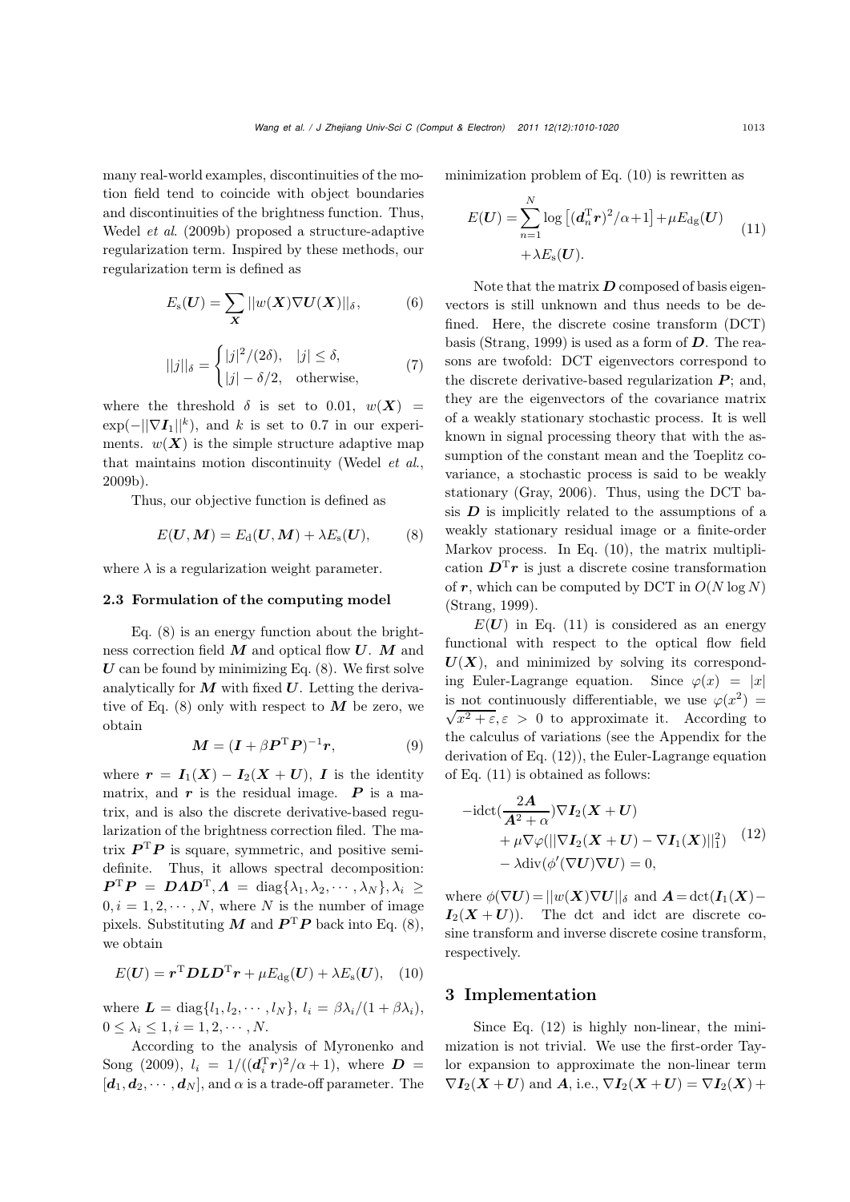many real-world examples, discontinuities of the motion field tend to coincide with object boundaries and discontinuities of the brightness function. Thus, Wedel *et al.* (2009b) proposed a structure-adaptive regularization term. Inspired by these methods, our regularization term is defined as

$$E_{\mathrm{s}}(\boldsymbol{U}) = \sum_{\boldsymbol{X}} ||w(\boldsymbol{X})\nabla \boldsymbol{U}(\boldsymbol{X})||_{\delta}, \tag{6}$$

$$||j||_{\delta} = \begin{cases} |j|^2/(2\delta), & |j| \le \delta, \\ |j| - \delta/2, & \text{otherwise}, \end{cases} \tag{7}$$

where the threshold $\delta$ is set to 0.01, $w(\boldsymbol{X}) = \exp(-||\nabla \boldsymbol{I}_1||^k)$, and $k$ is set to 0.7 in our experiments. $w(\boldsymbol{X})$ is the simple structure adaptive map that maintains motion discontinuity (Wedel *et al.*, 2009b).

Thus, our objective function is defined as

$$E(\boldsymbol{U}, \boldsymbol{M}) = E_{\mathrm{d}}(\boldsymbol{U}, \boldsymbol{M}) + \lambda E_{\mathrm{s}}(\boldsymbol{U}), \tag{8}$$

where $\lambda$ is a regularization weight parameter.

### 2.3 Formulation of the computing model

Eq. (8) is an energy function about the brightness correction field $\boldsymbol{M}$ and optical flow $\boldsymbol{U}$. $\boldsymbol{M}$ and $\boldsymbol{U}$ can be found by minimizing Eq. (8). We first solve analytically for $\boldsymbol{M}$ with fixed $\boldsymbol{U}$. Letting the derivative of Eq. (8) only with respect to $\boldsymbol{M}$ be zero, we obtain

$$\boldsymbol{M} = (\boldsymbol{I} + \beta \boldsymbol{P}^{\mathrm{T}}\boldsymbol{P})^{-1}\boldsymbol{r}, \tag{9}$$

where $\boldsymbol{r} = \boldsymbol{I}_1(\boldsymbol{X}) - \boldsymbol{I}_2(\boldsymbol{X} + \boldsymbol{U})$, $\boldsymbol{I}$ is the identity matrix, and $\boldsymbol{r}$ is the residual image. $\boldsymbol{P}$ is a matrix, and is also the discrete derivative-based regularization of the brightness correction filed. The matrix $\boldsymbol{P}^{\mathrm{T}}\boldsymbol{P}$ is square, symmetric, and positive semi-definite. Thus, it allows spectral decomposition: $\boldsymbol{P}^{\mathrm{T}}\boldsymbol{P} = \boldsymbol{D}\boldsymbol{\Lambda}\boldsymbol{D}^{\mathrm{T}}, \boldsymbol{\Lambda} = \mathrm{diag}\{\lambda_1, \lambda_2, \cdots, \lambda_N\}, \lambda_i \ge 0, i = 1, 2, \cdots, N$, where $N$ is the number of image pixels. Substituting $\boldsymbol{M}$ and $\boldsymbol{P}^{\mathrm{T}}\boldsymbol{P}$ back into Eq. (8), we obtain

$$E(\boldsymbol{U}) = \boldsymbol{r}^{\mathrm{T}}\boldsymbol{D}\boldsymbol{L}\boldsymbol{D}^{\mathrm{T}}\boldsymbol{r} + \mu E_{\mathrm{dg}}(\boldsymbol{U}) + \lambda E_{\mathrm{s}}(\boldsymbol{U}), \tag{10}$$

where $\boldsymbol{L} = \mathrm{diag}\{l_1, l_2, \cdots, l_N\}$, $l_i = \beta\lambda_i/(1 + \beta\lambda_i)$, $0 \le \lambda_i \le 1, i = 1, 2, \cdots, N$.

According to the analysis of Myronenko and Song (2009), $l_i = 1/((\boldsymbol{d}_i^{\mathrm{T}}\boldsymbol{r})^2/\alpha + 1)$, where $\boldsymbol{D} = [\boldsymbol{d}_1, \boldsymbol{d}_2, \cdots, \boldsymbol{d}_N]$, and $\alpha$ is a trade-off parameter. The minimization problem of Eq. (10) is rewritten as

$$\begin{aligned} E(\boldsymbol{U}) = & \sum_{n=1}^{N} \log\left[(\boldsymbol{d}_n^{\mathrm{T}}\boldsymbol{r})^2/\alpha + 1\right] + \mu E_{\mathrm{dg}}(\boldsymbol{U}) \\ & + \lambda E_{\mathrm{s}}(\boldsymbol{U}). \end{aligned} \tag{11}$$

Note that the matrix $\boldsymbol{D}$ composed of basis eigenvectors is still unknown and thus needs to be defined. Here, the discrete cosine transform (DCT) basis (Strang, 1999) is used as a form of $\boldsymbol{D}$. The reasons are twofold: DCT eigenvectors correspond to the discrete derivative-based regularization $\boldsymbol{P}$; and, they are the eigenvectors of the covariance matrix of a weakly stationary stochastic process. It is well known in signal processing theory that with the assumption of the constant mean and the Toeplitz covariance, a stochastic process is said to be weakly stationary (Gray, 2006). Thus, using the DCT basis $\boldsymbol{D}$ is implicitly related to the assumptions of a weakly stationary residual image or a finite-order Markov process. In Eq. (10), the matrix multiplication $\boldsymbol{D}^{\mathrm{T}}\boldsymbol{r}$ is just a discrete cosine transformation of $\boldsymbol{r}$, which can be computed by DCT in $O(N \log N)$ (Strang, 1999).

$E(\boldsymbol{U})$ in Eq. (11) is considered as an energy functional with respect to the optical flow field $\boldsymbol{U}(\boldsymbol{X})$, and minimized by solving its corresponding Euler-Lagrange equation. Since $\varphi(x) = |x|$ is not continuously differentiable, we use $\varphi(x^2) = \sqrt{x^2 + \varepsilon}, \varepsilon > 0$ to approximate it. According to the calculus of variations (see the Appendix for the derivation of Eq. (12)), the Euler-Lagrange equation of Eq. (11) is obtained as follows:

$$\begin{aligned} & -\mathrm{idct}\left(\frac{2\boldsymbol{A}}{\boldsymbol{A}^2 + \alpha}\right)\nabla \boldsymbol{I}_2(\boldsymbol{X} + \boldsymbol{U}) \\ & + \mu\nabla\varphi(||\nabla \boldsymbol{I}_2(\boldsymbol{X} + \boldsymbol{U}) - \nabla \boldsymbol{I}_1(\boldsymbol{X})||_1^2) \\ & - \lambda \mathrm{div}(\phi'(\nabla \boldsymbol{U})\nabla \boldsymbol{U}) = 0, \end{aligned} \tag{12}$$

where $\phi(\nabla \boldsymbol{U}) = ||w(\boldsymbol{X})\nabla \boldsymbol{U}||_{\delta}$ and $\boldsymbol{A} = \mathrm{dct}(\boldsymbol{I}_1(\boldsymbol{X}) - \boldsymbol{I}_2(\boldsymbol{X} + \boldsymbol{U}))$. The dct and idct are discrete cosine transform and inverse discrete cosine transform, respectively.

## 3 Implementation

Since Eq. (12) is highly non-linear, the minimization is not trivial. We use the first-order Taylor expansion to approximate the non-linear term $\nabla \boldsymbol{I}_2(\boldsymbol{X} + \boldsymbol{U})$ and $\boldsymbol{A}$, i.e., $\nabla \boldsymbol{I}_2(\boldsymbol{X} + \boldsymbol{U}) = \nabla \boldsymbol{I}_2(\boldsymbol{X}) +$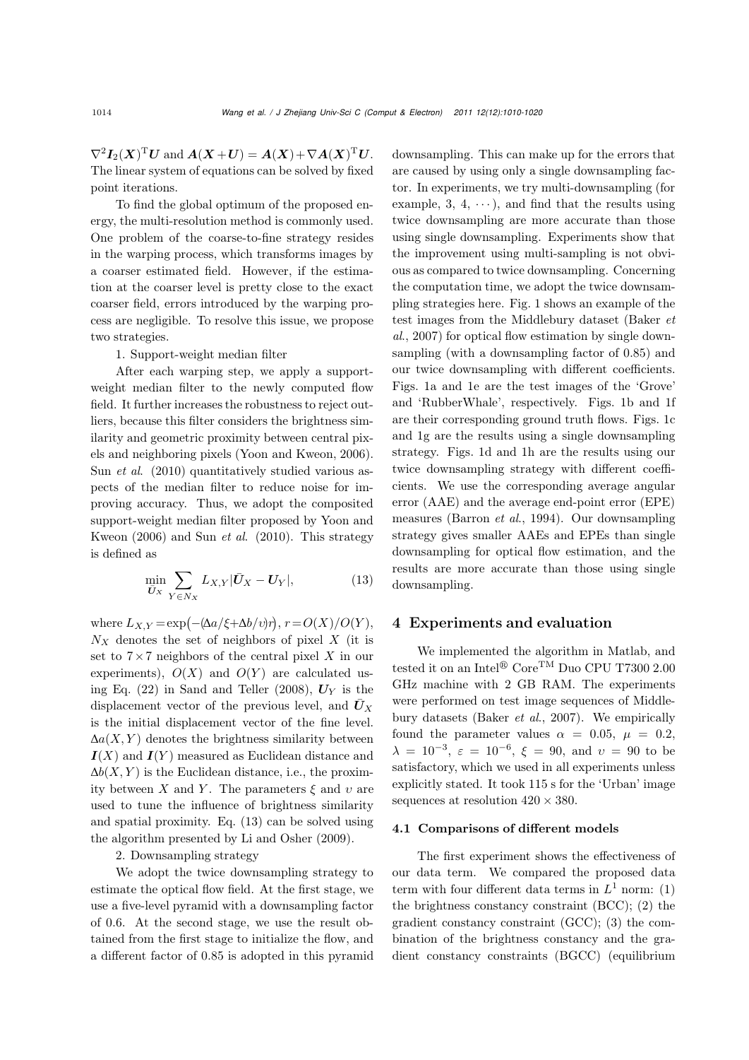$\nabla^2 \boldsymbol{I}_2(\boldsymbol{X})^{\mathrm{T}}\boldsymbol{U}$ and $\boldsymbol{A}(\boldsymbol{X}+\boldsymbol{U}) = \boldsymbol{A}(\boldsymbol{X})+\nabla \boldsymbol{A}(\boldsymbol{X})^{\mathrm{T}}\boldsymbol{U}$. The linear system of equations can be solved by fixed point iterations.

To find the global optimum of the proposed energy, the multi-resolution method is commonly used. One problem of the coarse-to-fine strategy resides in the warping process, which transforms images by a coarser estimated field. However, if the estimation at the coarser level is pretty close to the exact coarser field, errors introduced by the warping process are negligible. To resolve this issue, we propose two strategies.

1. Support-weight median filter

After each warping step, we apply a support-weight median filter to the newly computed flow field. It further increases the robustness to reject outliers, because this filter considers the brightness similarity and geometric proximity between central pixels and neighboring pixels (Yoon and Kweon, 2006). Sun *et al*. (2010) quantitatively studied various aspects of the median filter to reduce noise for improving accuracy. Thus, we adopt the composited support-weight median filter proposed by Yoon and Kweon (2006) and Sun *et al*. (2010). This strategy is defined as

$$\min_{\bar{\boldsymbol{U}}_X} \sum_{Y \in N_X} L_{X,Y} |\bar{\boldsymbol{U}}_X - \boldsymbol{U}_Y|, \tag{13}$$

where $L_{X,Y} = \exp\left(-(\Delta a/\xi + \Delta b/\upsilon) r\right)$, $r = O(X)/O(Y)$, $N_X$ denotes the set of neighbors of pixel $X$ (it is set to $7\times7$ neighbors of the central pixel $X$ in our experiments), $O(X)$ and $O(Y)$ are calculated using Eq. (22) in Sand and Teller (2008), $\boldsymbol{U}_Y$ is the displacement vector of the previous level, and $\bar{\boldsymbol{U}}_X$ is the initial displacement vector of the fine level. $\Delta a(X,Y)$ denotes the brightness similarity between $\boldsymbol{I}(X)$ and $\boldsymbol{I}(Y)$ measured as Euclidean distance and $\Delta b(X,Y)$ is the Euclidean distance, i.e., the proximity between $X$ and $Y$. The parameters $\xi$ and $\upsilon$ are used to tune the influence of brightness similarity and spatial proximity. Eq. (13) can be solved using the algorithm presented by Li and Osher (2009).

2. Downsampling strategy

We adopt the twice downsampling strategy to estimate the optical flow field. At the first stage, we use a five-level pyramid with a downsampling factor of 0.6. At the second stage, we use the result obtained from the first stage to initialize the flow, and a different factor of 0.85 is adopted in this pyramid downsampling. This can make up for the errors that are caused by using only a single downsampling factor. In experiments, we try multi-downsampling (for example, 3, 4, $\cdots$), and find that the results using twice downsampling are more accurate than those using single downsampling. Experiments show that the improvement using multi-sampling is not obvious as compared to twice downsampling. Concerning the computation time, we adopt the twice downsampling strategies here. Fig. 1 shows an example of the test images from the Middlebury dataset (Baker *et al*., 2007) for optical flow estimation by single downsampling (with a downsampling factor of 0.85) and our twice downsampling with different coefficients. Figs. 1a and 1e are the test images of the 'Grove' and 'RubberWhale', respectively. Figs. 1b and 1f are their corresponding ground truth flows. Figs. 1c and 1g are the results using a single downsampling strategy. Figs. 1d and 1h are the results using our twice downsampling strategy with different coefficients. We use the corresponding average angular error (AAE) and the average end-point error (EPE) measures (Barron *et al*., 1994). Our downsampling strategy gives smaller AAEs and EPEs than single downsampling for optical flow estimation, and the results are more accurate than those using single downsampling.

## 4 Experiments and evaluation

We implemented the algorithm in Matlab, and tested it on an Intel® Core™ Duo CPU T7300 2.00 GHz machine with 2 GB RAM. The experiments were performed on test image sequences of Middlebury datasets (Baker *et al*., 2007). We empirically found the parameter values $\alpha = 0.05$, $\mu = 0.2$, $\lambda = 10^{-3}$, $\varepsilon = 10^{-6}$, $\xi = 90$, and $\upsilon = 90$ to be satisfactory, which we used in all experiments unless explicitly stated. It took 115 s for the 'Urban' image sequences at resolution $420 \times 380$.

### 4.1 Comparisons of different models

The first experiment shows the effectiveness of our data term. We compared the proposed data term with four different data terms in $L^1$ norm: (1) the brightness constancy constraint (BCC); (2) the gradient constancy constraint (GCC); (3) the combination of the brightness constancy and the gradient constancy constraints (BGCC) (equilibrium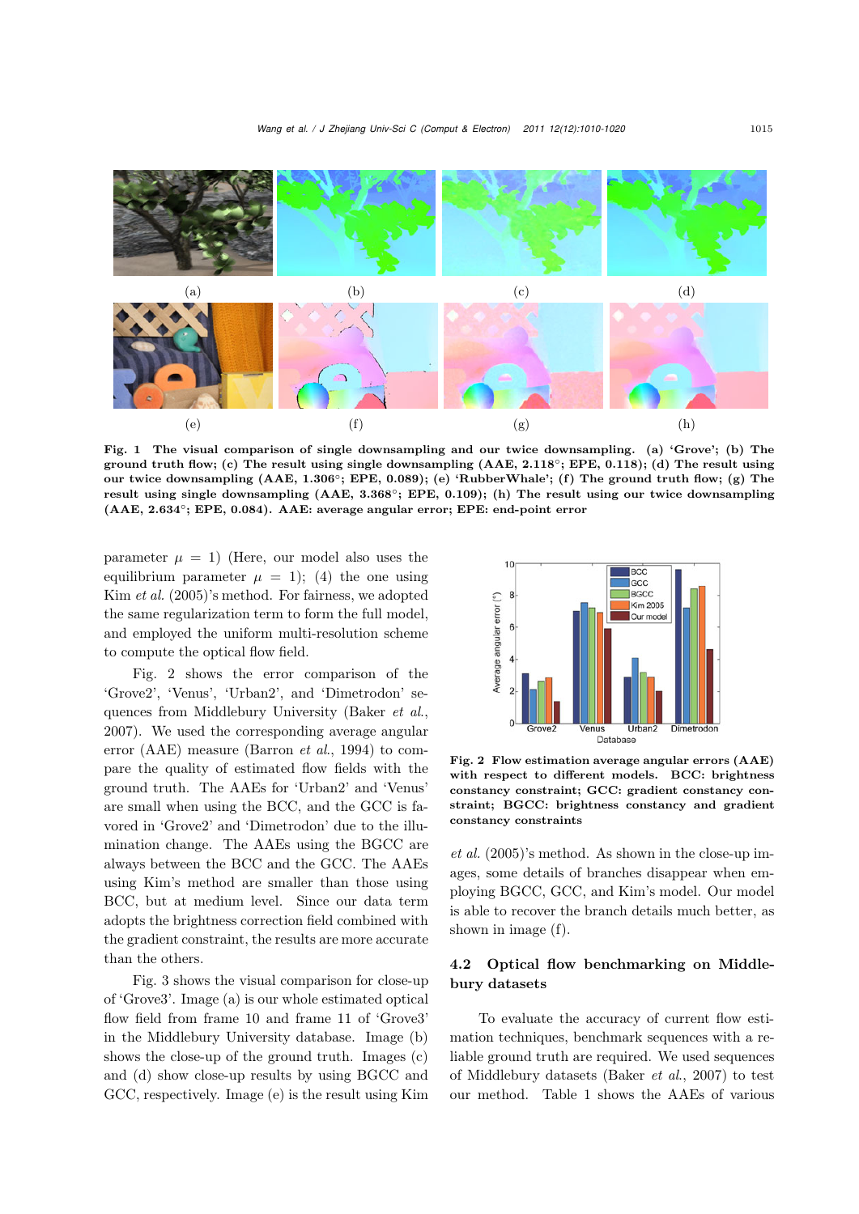(a) (b) (c) (d)

(e) (f) (g) (h)

**Fig. 1 The visual comparison of single downsampling and our twice downsampling. (a) 'Grove'; (b) The ground truth flow; (c) The result using single downsampling (AAE, 2.118°; EPE, 0.118); (d) The result using our twice downsampling (AAE, 1.306°; EPE, 0.089); (e) 'RubberWhale'; (f) The ground truth flow; (g) The result using single downsampling (AAE, 3.368°; EPE, 0.109); (h) The result using our twice downsampling (AAE, 2.634°; EPE, 0.084). AAE: average angular error; EPE: end-point error**

parameter $\mu = 1$) (Here, our model also uses the equilibrium parameter $\mu = 1$); (4) the one using Kim *et al.* (2005)'s method. For fairness, we adopted the same regularization term to form the full model, and employed the uniform multi-resolution scheme to compute the optical flow field.

Fig. 2 shows the error comparison of the 'Grove2', 'Venus', 'Urban2', and 'Dimetrodon' sequences from Middlebury University (Baker *et al.*, 2007). We used the corresponding average angular error (AAE) measure (Barron *et al.*, 1994) to compare the quality of estimated flow fields with the ground truth. The AAEs for 'Urban2' and 'Venus' are small when using the BCC, and the GCC is favored in 'Grove2' and 'Dimetrodon' due to the illumination change. The AAEs using the BGCC are always between the BCC and the GCC. The AAEs using Kim's method are smaller than those using BCC, but at medium level. Since our data term adopts the brightness correction field combined with the gradient constraint, the results are more accurate than the others.

Fig. 3 shows the visual comparison for close-up of 'Grove3'. Image (a) is our whole estimated optical flow field from frame 10 and frame 11 of 'Grove3' in the Middlebury University database. Image (b) shows the close-up of the ground truth. Images (c) and (d) show close-up results by using BGCC and GCC, respectively. Image (e) is the result using Kim *et al.* (2005)'s method. As shown in the close-up images, some details of branches disappear when employing BGCC, GCC, and Kim's model. Our model is able to recover the branch details much better, as shown in image (f).

**Fig. 2 Flow estimation average angular errors (AAE) with respect to different models. BCC: brightness constancy constraint; GCC: gradient constancy constraint; BGCC: brightness constancy and gradient constancy constraints**

### 4.2 Optical flow benchmarking on Middlebury datasets

To evaluate the accuracy of current flow estimation techniques, benchmark sequences with a reliable ground truth are required. We used sequences of Middlebury datasets (Baker *et al.*, 2007) to test our method. Table 1 shows the AAEs of various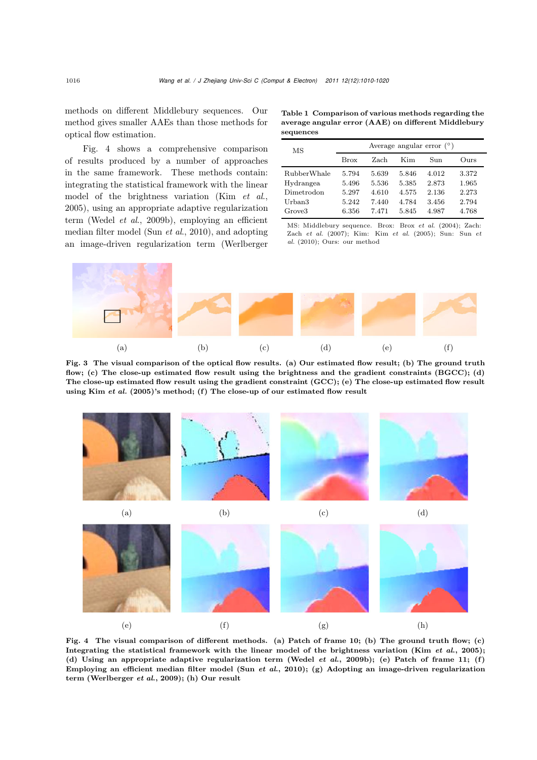methods on different Middlebury sequences. Our method gives smaller AAEs than those methods for optical flow estimation.

Fig. 4 shows a comprehensive comparison of results produced by a number of approaches in the same framework. These methods contain: integrating the statistical framework with the linear model of the brightness variation (Kim *et al.*, 2005), using an appropriate adaptive regularization term (Wedel *et al.*, 2009b), employing an efficient median filter model (Sun *et al.*, 2010), and adopting an image-driven regularization term (Werlberger

**Table 1 Comparison of various methods regarding the average angular error (AAE) on different Middlebury sequences**

| MS | Average angular error (°) | | | | |
|---|---|---|---|---|---|
| | Brox | Zach | Kim | Sun | Ours |
| RubberWhale | 5.794 | 5.639 | 5.846 | 4.012 | 3.372 |
| Hydrangea | 5.496 | 5.536 | 5.385 | 2.873 | 1.965 |
| Dimetrodon | 5.297 | 4.610 | 4.575 | 2.136 | 2.273 |
| Urban3 | 5.242 | 7.440 | 4.784 | 3.456 | 2.794 |
| Grove3 | 6.356 | 7.471 | 5.845 | 4.987 | 4.768 |

MS: Middlebury sequence. Brox: Brox *et al.* (2004); Zach: Zach *et al.* (2007); Kim: Kim *et al.* (2005); Sun: Sun *et al.* (2010); Ours: our method

**Fig. 3 The visual comparison of the optical flow results. (a) Our estimated flow result; (b) The ground truth flow; (c) The close-up estimated flow result using the brightness and the gradient constraints (BGCC); (d) The close-up estimated flow result using the gradient constraint (GCC); (e) The close-up estimated flow result using Kim *et al.* (2005)'s method; (f) The close-up of our estimated flow result**

**Fig. 4 The visual comparison of different methods. (a) Patch of frame 10; (b) The ground truth flow; (c) Integrating the statistical framework with the linear model of the brightness variation (Kim *et al.*, 2005); (d) Using an appropriate adaptive regularization term (Wedel *et al.*, 2009b); (e) Patch of frame 11; (f) Employing an efficient median filter model (Sun *et al.*, 2010); (g) Adopting an image-driven regularization term (Werlberger *et al.*, 2009); (h) Our result**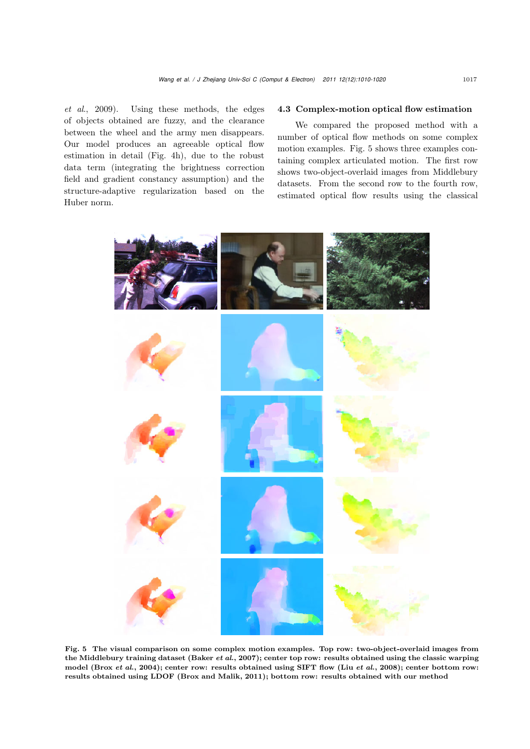*et al.*, 2009). Using these methods, the edges of objects obtained are fuzzy, and the clearance between the wheel and the army men disappears. Our model produces an agreeable optical flow estimation in detail (Fig. 4h), due to the robust data term (integrating the brightness correction field and gradient constancy assumption) and the structure-adaptive regularization based on the Huber norm.

### 4.3 Complex-motion optical flow estimation

We compared the proposed method with a number of optical flow methods on some complex motion examples. Fig. 5 shows three examples containing complex articulated motion. The first row shows two-object-overlaid images from Middlebury datasets. From the second row to the fourth row, estimated optical flow results using the classical

**Fig. 5 The visual comparison on some complex motion examples. Top row: two-object-overlaid images from the Middlebury training dataset (Baker *et al.*, 2007); center top row: results obtained using the classic warping model (Brox *et al.*, 2004); center row: results obtained using SIFT flow (Liu *et al.*, 2008); center bottom row: results obtained using LDOF (Brox and Malik, 2011); bottom row: results obtained with our method**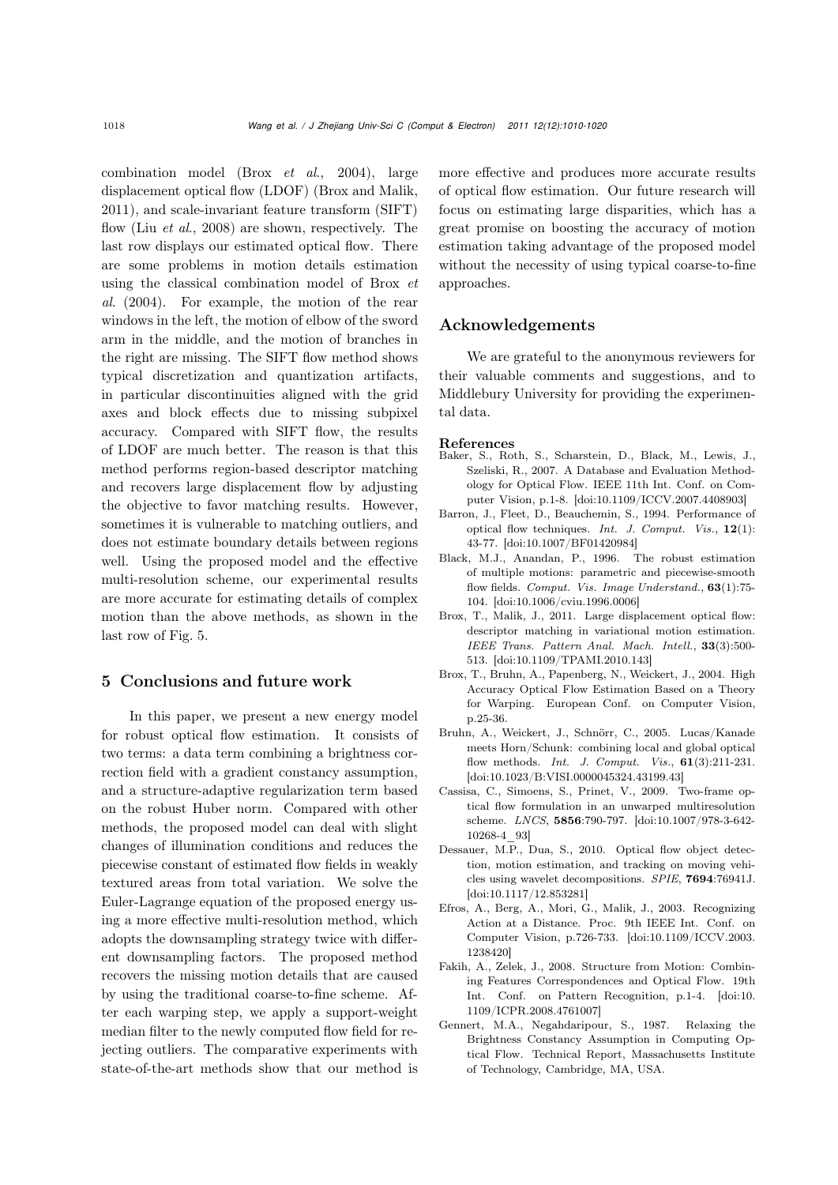combination model (Brox *et al.*, 2004), large displacement optical flow (LDOF) (Brox and Malik, 2011), and scale-invariant feature transform (SIFT) flow (Liu *et al.*, 2008) are shown, respectively. The last row displays our estimated optical flow. There are some problems in motion details estimation using the classical combination model of Brox *et al.* (2004). For example, the motion of the rear windows in the left, the motion of elbow of the sword arm in the middle, and the motion of branches in the right are missing. The SIFT flow method shows typical discretization and quantization artifacts, in particular discontinuities aligned with the grid axes and block effects due to missing subpixel accuracy. Compared with SIFT flow, the results of LDOF are much better. The reason is that this method performs region-based descriptor matching and recovers large displacement flow by adjusting the objective to favor matching results. However, sometimes it is vulnerable to matching outliers, and does not estimate boundary details between regions well. Using the proposed model and the effective multi-resolution scheme, our experimental results are more accurate for estimating details of complex motion than the above methods, as shown in the last row of Fig. 5.

## 5 Conclusions and future work

In this paper, we present a new energy model for robust optical flow estimation. It consists of two terms: a data term combining a brightness correction field with a gradient constancy assumption, and a structure-adaptive regularization term based on the robust Huber norm. Compared with other methods, the proposed model can deal with slight changes of illumination conditions and reduces the piecewise constant of estimated flow fields in weakly textured areas from total variation. We solve the Euler-Lagrange equation of the proposed energy using a more effective multi-resolution method, which adopts the downsampling strategy twice with different downsampling factors. The proposed method recovers the missing motion details that are caused by using the traditional coarse-to-fine scheme. After each warping step, we apply a support-weight median filter to the newly computed flow field for rejecting outliers. The comparative experiments with state-of-the-art methods show that our method is more effective and produces more accurate results of optical flow estimation. Our future research will focus on estimating large disparities, which has a great promise on boosting the accuracy of motion estimation taking advantage of the proposed model without the necessity of using typical coarse-to-fine approaches.

## Acknowledgements

We are grateful to the anonymous reviewers for their valuable comments and suggestions, and to Middlebury University for providing the experimental data.

## References

Baker, S., Roth, S., Scharstein, D., Black, M., Lewis, J., Szeliski, R., 2007. A Database and Evaluation Methodology for Optical Flow. IEEE 11th Int. Conf. on Computer Vision, p.1-8. [doi:10.1109/ICCV.2007.4408903]

Barron, J., Fleet, D., Beauchemin, S., 1994. Performance of optical flow techniques. *Int. J. Comput. Vis.*, **12**(1): 43-77. [doi:10.1007/BF01420984]

Black, M.J., Anandan, P., 1996. The robust estimation of multiple motions: parametric and piecewise-smooth flow fields. *Comput. Vis. Image Understand.*, **63**(1):75-104. [doi:10.1006/cviu.1996.0006]

Brox, T., Malik, J., 2011. Large displacement optical flow: descriptor matching in variational motion estimation. *IEEE Trans. Pattern Anal. Mach. Intell.*, **33**(3):500-513. [doi:10.1109/TPAMI.2010.143]

Brox, T., Bruhn, A., Papenberg, N., Weickert, J., 2004. High Accuracy Optical Flow Estimation Based on a Theory for Warping. European Conf. on Computer Vision, p.25-36.

Bruhn, A., Weickert, J., Schnörr, C., 2005. Lucas/Kanade meets Horn/Schunk: combining local and global optical flow methods. *Int. J. Comput. Vis.*, **61**(3):211-231. [doi:10.1023/B:VISI.0000045324.43199.43]

Cassisa, C., Simoens, S., Prinet, V., 2009. Two-frame optical flow formulation in an unwarped multiresolution scheme. *LNCS*, **5856**:790-797. [doi:10.1007/978-3-642-10268-4_93]

Dessauer, M.P., Dua, S., 2010. Optical flow object detection, motion estimation, and tracking on moving vehicles using wavelet decompositions. *SPIE*, **7694**:76941J. [doi:10.1117/12.853281]

Efros, A., Berg, A., Mori, G., Malik, J., 2003. Recognizing Action at a Distance. Proc. 9th IEEE Int. Conf. on Computer Vision, p.726-733. [doi:10.1109/ICCV.2003.1238420]

Fakih, A., Zelek, J., 2008. Structure from Motion: Combining Features Correspondences and Optical Flow. 19th Int. Conf. on Pattern Recognition, p.1-4. [doi:10.1109/ICPR.2008.4761007]

Gennert, M.A., Negahdaripour, S., 1987. Relaxing the Brightness Constancy Assumption in Computing Optical Flow. Technical Report, Massachusetts Institute of Technology, Cambridge, MA, USA.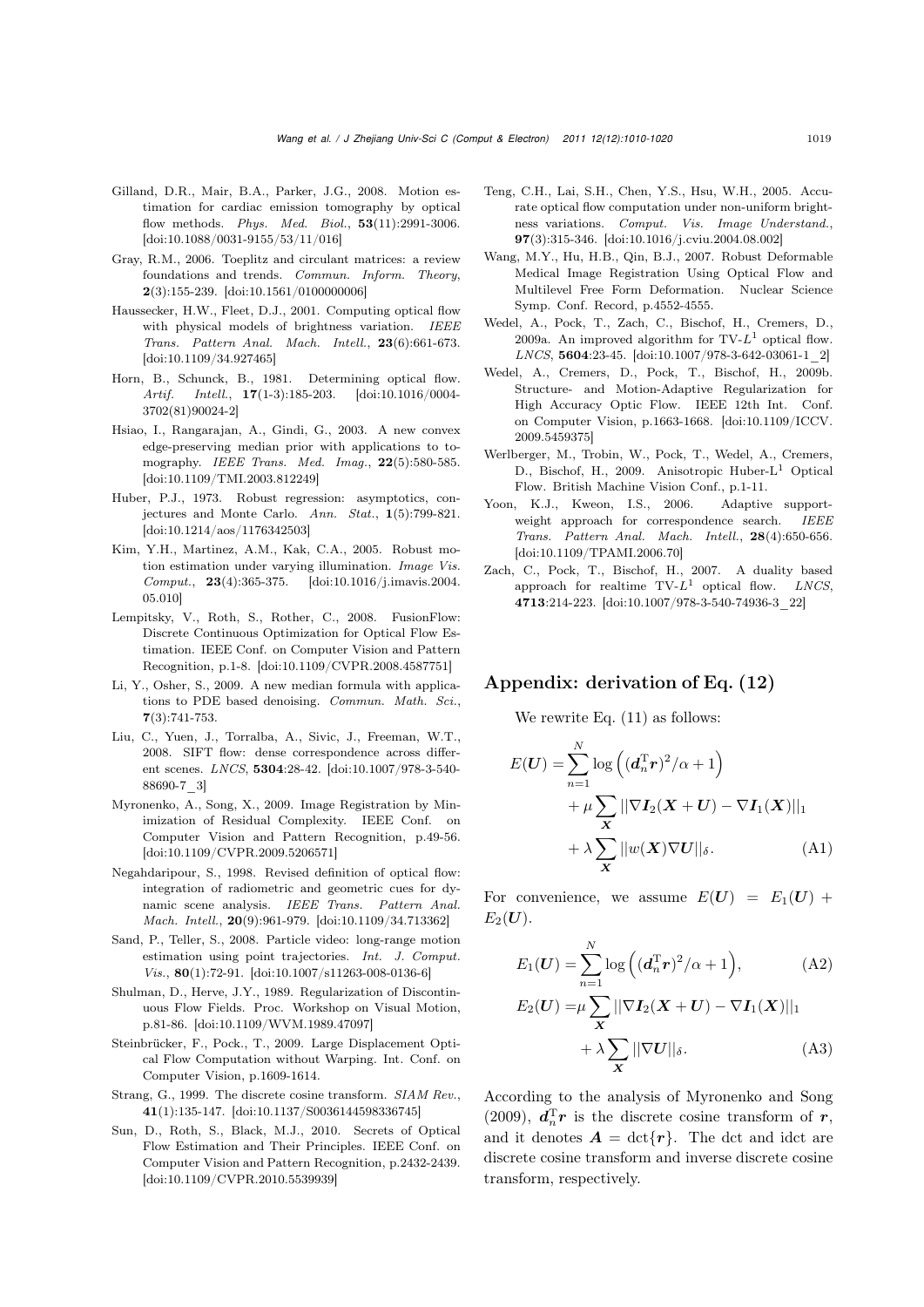Gilland, D.R., Mair, B.A., Parker, J.G., 2008. Motion estimation for cardiac emission tomography by optical flow methods. *Phys. Med. Biol.*, **53**(11):2991-3006. [doi:10.1088/0031-9155/53/11/016]

Gray, R.M., 2006. Toeplitz and circulant matrices: a review foundations and trends. *Commun. Inform. Theory*, **2**(3):155-239. [doi:10.1561/0100000006]

Haussecker, H.W., Fleet, D.J., 2001. Computing optical flow with physical models of brightness variation. *IEEE Trans. Pattern Anal. Mach. Intell.*, **23**(6):661-673. [doi:10.1109/34.927465]

Horn, B., Schunck, B., 1981. Determining optical flow. *Artif. Intell.*, **17**(1-3):185-203. [doi:10.1016/0004-3702(81)90024-2]

Hsiao, I., Rangarajan, A., Gindi, G., 2003. A new convex edge-preserving median prior with applications to tomography. *IEEE Trans. Med. Imag.*, **22**(5):580-585. [doi:10.1109/TMI.2003.812249]

Huber, P.J., 1973. Robust regression: asymptotics, conjectures and Monte Carlo. *Ann. Stat.*, **1**(5):799-821. [doi:10.1214/aos/1176342503]

Kim, Y.H., Martinez, A.M., Kak, C.A., 2005. Robust motion estimation under varying illumination. *Image Vis. Comput.*, **23**(4):365-375. [doi:10.1016/j.imavis.2004.05.010]

Lempitsky, V., Roth, S., Rother, C., 2008. FusionFlow: Discrete Continuous Optimization for Optical Flow Estimation. IEEE Conf. on Computer Vision and Pattern Recognition, p.1-8. [doi:10.1109/CVPR.2008.4587751]

Li, Y., Osher, S., 2009. A new median formula with applications to PDE based denoising. *Commun. Math. Sci.*, **7**(3):741-753.

Liu, C., Yuen, J., Torralba, A., Sivic, J., Freeman, W.T., 2008. SIFT flow: dense correspondence across different scenes. *LNCS*, **5304**:28-42. [doi:10.1007/978-3-540-88690-7_3]

Myronenko, A., Song, X., 2009. Image Registration by Minimization of Residual Complexity. IEEE Conf. on Computer Vision and Pattern Recognition, p.49-56. [doi:10.1109/CVPR.2009.5206571]

Negahdaripour, S., 1998. Revised definition of optical flow: integration of radiometric and geometric cues for dynamic scene analysis. *IEEE Trans. Pattern Anal. Mach. Intell.*, **20**(9):961-979. [doi:10.1109/34.713362]

Sand, P., Teller, S., 2008. Particle video: long-range motion estimation using point trajectories. *Int. J. Comput. Vis.*, **80**(1):72-91. [doi:10.1007/s11263-008-0136-6]

Shulman, D., Herve, J.Y., 1989. Regularization of Discontinuous Flow Fields. Proc. Workshop on Visual Motion, p.81-86. [doi:10.1109/WVM.1989.47097]

Steinbrücker, F., Pock., T., 2009. Large Displacement Optical Flow Computation without Warping. Int. Conf. on Computer Vision, p.1609-1614.

Strang, G., 1999. The discrete cosine transform. *SIAM Rev.*, **41**(1):135-147. [doi:10.1137/S0036144598336745]

Sun, D., Roth, S., Black, M.J., 2010. Secrets of Optical Flow Estimation and Their Principles. IEEE Conf. on Computer Vision and Pattern Recognition, p.2432-2439. [doi:10.1109/CVPR.2010.5539939]

Teng, C.H., Lai, S.H., Chen, Y.S., Hsu, W.H., 2005. Accurate optical flow computation under non-uniform brightness variations. *Comput. Vis. Image Understand.*, **97**(3):315-346. [doi:10.1016/j.cviu.2004.08.002]

Wang, M.Y., Hu, H.B., Qin, B.J., 2007. Robust Deformable Medical Image Registration Using Optical Flow and Multilevel Free Form Deformation. Nuclear Science Symp. Conf. Record, p.4552-4555.

Wedel, A., Pock, T., Zach, C., Bischof, H., Cremers, D., 2009a. An improved algorithm for TV-$L^1$ optical flow. *LNCS*, **5604**:23-45. [doi:10.1007/978-3-642-03061-1_2]

Wedel, A., Cremers, D., Pock, T., Bischof, H., 2009b. Structure- and Motion-Adaptive Regularization for High Accuracy Optic Flow. IEEE 12th Int. Conf. on Computer Vision, p.1663-1668. [doi:10.1109/ICCV.2009.5459375]

Werlberger, M., Trobin, W., Pock, T., Wedel, A., Cremers, D., Bischof, H., 2009. Anisotropic Huber-L$^1$ Optical Flow. British Machine Vision Conf., p.1-11.

Yoon, K.J., Kweon, I.S., 2006. Adaptive support-weight approach for correspondence search. *IEEE Trans. Pattern Anal. Mach. Intell.*, **28**(4):650-656. [doi:10.1109/TPAMI.2006.70]

Zach, C., Pock, T., Bischof, H., 2007. A duality based approach for realtime TV-$L^1$ optical flow. *LNCS*, **4713**:214-223. [doi:10.1007/978-3-540-74936-3_22]

## Appendix: derivation of Eq. (12)

We rewrite Eq. (11) as follows:

$$\begin{aligned}
E(\boldsymbol{U}) =& \sum_{n=1}^{N} \log\left((\boldsymbol{d}_n^{\mathrm{T}}\boldsymbol{r})^2/\alpha + 1\right) \\
&+ \mu \sum_{\boldsymbol{X}} ||\nabla \boldsymbol{I}_2(\boldsymbol{X}+\boldsymbol{U}) - \nabla \boldsymbol{I}_1(\boldsymbol{X})||_1 \\
&+ \lambda \sum_{\boldsymbol{X}} ||w(\boldsymbol{X})\nabla \boldsymbol{U}||_\delta. \qquad \text{(A1)}
\end{aligned}$$

For convenience, we assume $E(\boldsymbol{U}) = E_1(\boldsymbol{U}) + E_2(\boldsymbol{U})$.

$$E_1(\boldsymbol{U}) = \sum_{n=1}^{N} \log\left((\boldsymbol{d}_n^{\mathrm{T}}\boldsymbol{r})^2/\alpha + 1\right), \qquad \text{(A2)}$$

$$\begin{aligned}
E_2(\boldsymbol{U}) =& \mu \sum_{\boldsymbol{X}} ||\nabla \boldsymbol{I}_2(\boldsymbol{X}+\boldsymbol{U}) - \nabla \boldsymbol{I}_1(\boldsymbol{X})||_1 \\
&+ \lambda \sum_{\boldsymbol{X}} ||\nabla \boldsymbol{U}||_\delta. \qquad \text{(A3)}
\end{aligned}$$

According to the analysis of Myronenko and Song (2009), $\boldsymbol{d}_n^{\mathrm{T}}\boldsymbol{r}$ is the discrete cosine transform of $\boldsymbol{r}$, and it denotes $\boldsymbol{A} = \mathrm{dct}\{\boldsymbol{r}\}$. The dct and idct are discrete cosine transform and inverse discrete cosine transform, respectively.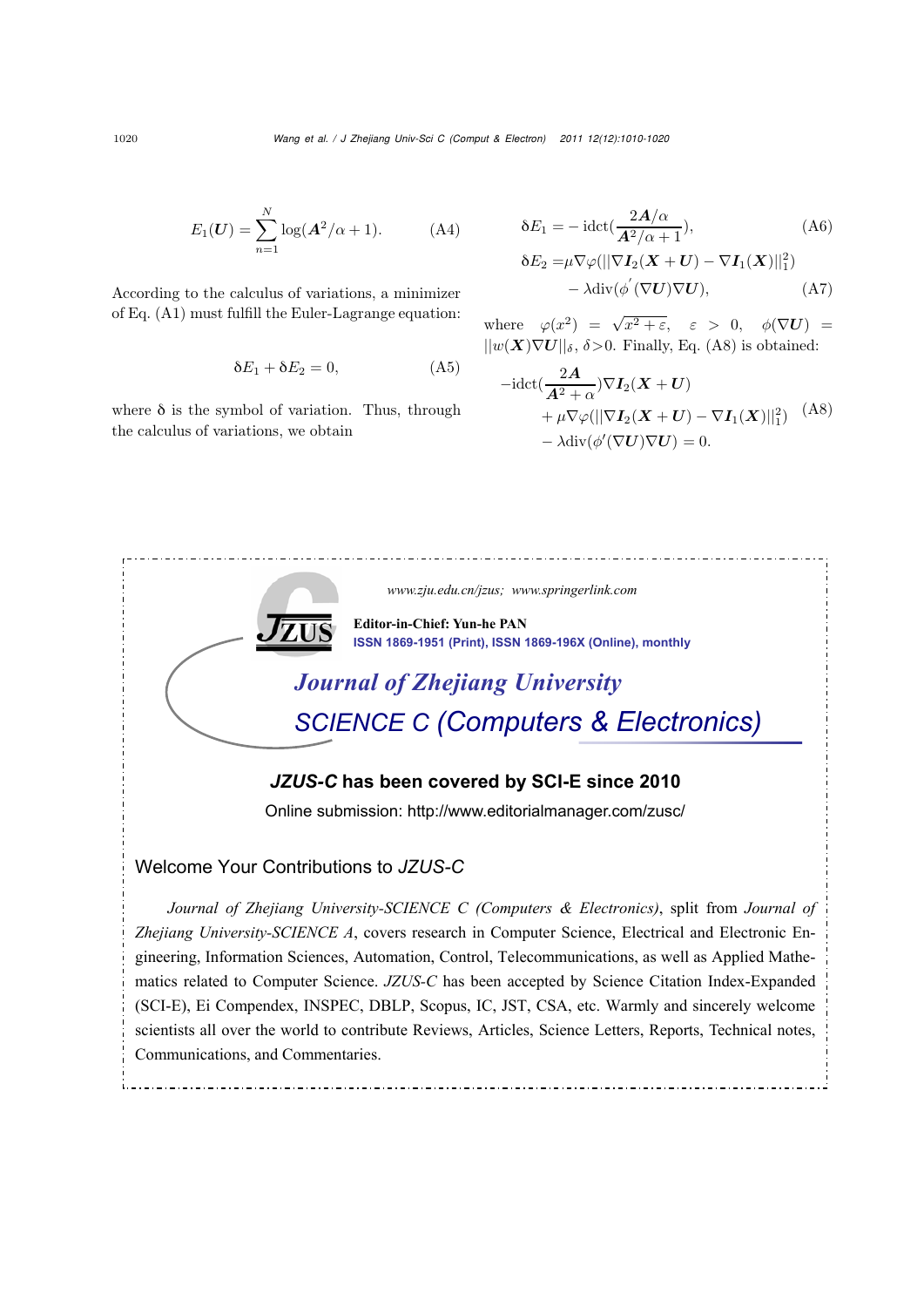$$E_1(\boldsymbol{U}) = \sum_{n=1}^{N} \log(\boldsymbol{A}^2/\alpha + 1). \tag{A4}$$

According to the calculus of variations, a minimizer of Eq. (A1) must fulfill the Euler-Lagrange equation:

$$\delta E_1 + \delta E_2 = 0, \tag{A5}$$

where δ is the symbol of variation. Thus, through the calculus of variations, we obtain

$$\delta E_1 = -\,\mathrm{idct}\left(\frac{2\boldsymbol{A}/\alpha}{\boldsymbol{A}^2/\alpha + 1}\right), \tag{A6}$$

$$\begin{aligned} \delta E_2 = &\mu \nabla \varphi(\|\nabla \boldsymbol{I}_2(\boldsymbol{X}+\boldsymbol{U}) - \nabla \boldsymbol{I}_1(\boldsymbol{X})\|_1^2) \\ &- \lambda \mathrm{div}(\phi^{'}(\nabla \boldsymbol{U})\nabla \boldsymbol{U}), \end{aligned} \tag{A7}$$

where $\varphi(x^2) = \sqrt{x^2 + \varepsilon}$, $\varepsilon > 0$, $\phi(\nabla \boldsymbol{U}) = \|w(\boldsymbol{X})\nabla \boldsymbol{U}\|_\delta$, $\delta > 0$. Finally, Eq. (A8) is obtained:

$$\begin{aligned} &-\mathrm{idct}\left(\frac{2\boldsymbol{A}}{\boldsymbol{A}^2 + \alpha}\right)\nabla \boldsymbol{I}_2(\boldsymbol{X}+\boldsymbol{U}) \\ &+ \mu \nabla \varphi(\|\nabla \boldsymbol{I}_2(\boldsymbol{X}+\boldsymbol{U}) - \nabla \boldsymbol{I}_1(\boldsymbol{X})\|_1^2) \\ &- \lambda \mathrm{div}(\phi'(\nabla \boldsymbol{U})\nabla \boldsymbol{U}) = 0. \end{aligned} \tag{A8}$$

---

*www.zju.edu.cn/jzus; www.springerlink.com*

**Editor-in-Chief: Yun-he PAN**

**ISSN 1869-1951 (Print), ISSN 1869-196X (Online), monthly**

## *Journal of Zhejiang University*

## *SCIENCE C (Computers & Electronics)*

### ***JZUS-C*** **has been covered by SCI-E since 2010**

Online submission: http://www.editorialmanager.com/zusc/

### Welcome Your Contributions to *JZUS-C*

*Journal of Zhejiang University-SCIENCE C (Computers & Electronics)*, split from *Journal of Zhejiang University-SCIENCE A*, covers research in Computer Science, Electrical and Electronic Engineering, Information Sciences, Automation, Control, Telecommunications, as well as Applied Mathematics related to Computer Science. *JZUS-C* has been accepted by Science Citation Index-Expanded (SCI-E), Ei Compendex, INSPEC, DBLP, Scopus, IC, JST, CSA, etc. Warmly and sincerely welcome scientists all over the world to contribute Reviews, Articles, Science Letters, Reports, Technical notes, Communications, and Commentaries.